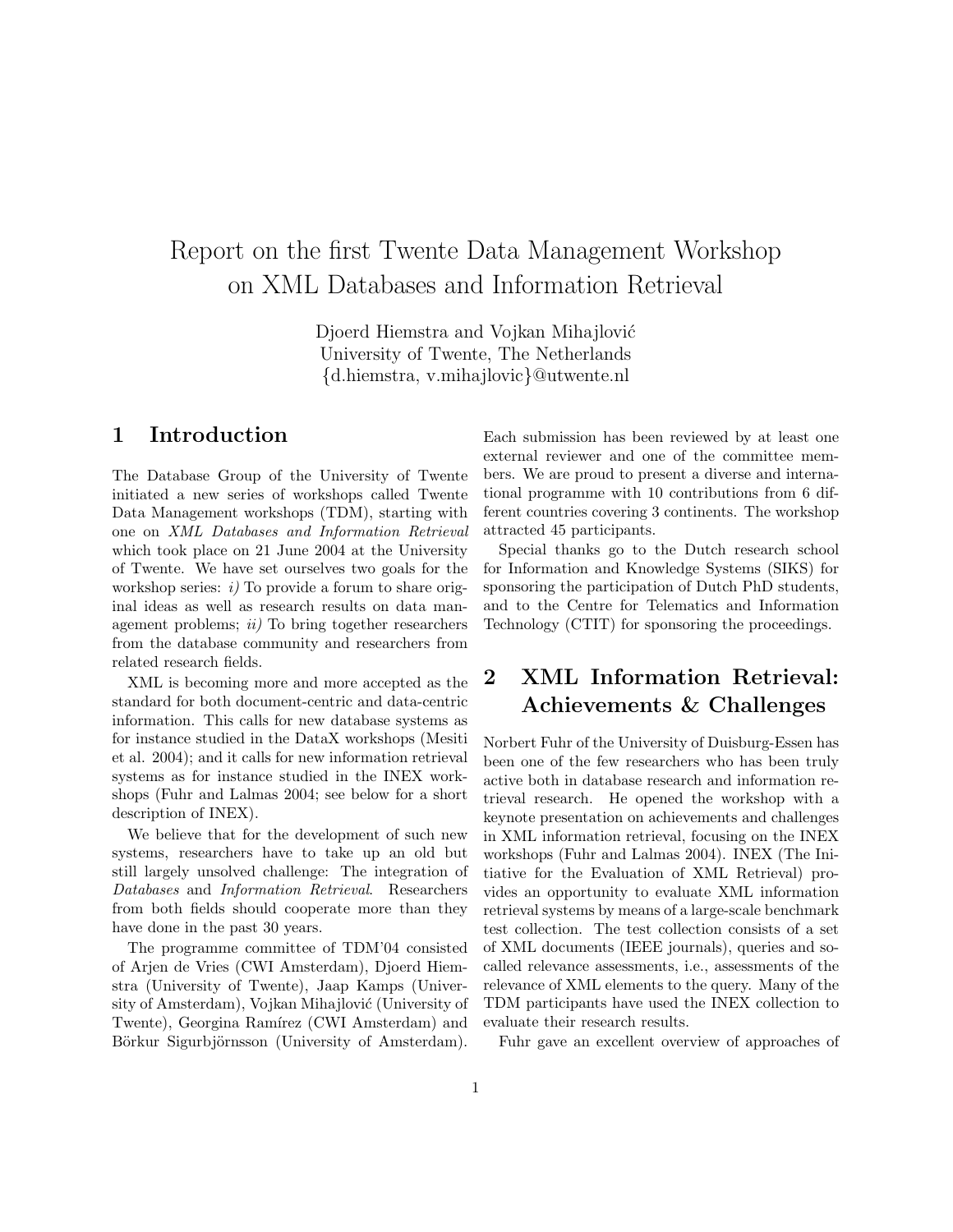# Report on the first Twente Data Management Workshop on XML Databases and Information Retrieval

Djoerd Hiemstra and Vojkan Mihajlović
University of Twente, The Netherlands
{d.hiemstra, v.mihajlovic}@utwente.nl

## 1 Introduction

The Database Group of the University of Twente initiated a new series of workshops called Twente Data Management workshops (TDM), starting with one on *XML Databases and Information Retrieval* which took place on 21 June 2004 at the University of Twente. We have set ourselves two goals for the workshop series: *i)* To provide a forum to share original ideas as well as research results on data management problems; *ii)* To bring together researchers from the database community and researchers from related research fields.

XML is becoming more and more accepted as the standard for both document-centric and data-centric information. This calls for new database systems as for instance studied in the DataX workshops (Mesiti et al. 2004); and it calls for new information retrieval systems as for instance studied in the INEX workshops (Fuhr and Lalmas 2004; see below for a short description of INEX).

We believe that for the development of such new systems, researchers have to take up an old but still largely unsolved challenge: The integration of *Databases* and *Information Retrieval*. Researchers from both fields should cooperate more than they have done in the past 30 years.

The programme committee of TDM'04 consisted of Arjen de Vries (CWI Amsterdam), Djoerd Hiemstra (University of Twente), Jaap Kamps (University of Amsterdam), Vojkan Mihajlović (University of Twente), Georgina Ramírez (CWI Amsterdam) and Börkur Sigurbjörnsson (University of Amsterdam). Each submission has been reviewed by at least one external reviewer and one of the committee members. We are proud to present a diverse and international programme with 10 contributions from 6 different countries covering 3 continents. The workshop attracted 45 participants.

Special thanks go to the Dutch research school for Information and Knowledge Systems (SIKS) for sponsoring the participation of Dutch PhD students, and to the Centre for Telematics and Information Technology (CTIT) for sponsoring the proceedings.

## 2 XML Information Retrieval: Achievements & Challenges

Norbert Fuhr of the University of Duisburg-Essen has been one of the few researchers who has been truly active both in database research and information retrieval research. He opened the workshop with a keynote presentation on achievements and challenges in XML information retrieval, focusing on the INEX workshops (Fuhr and Lalmas 2004). INEX (The Initiative for the Evaluation of XML Retrieval) provides an opportunity to evaluate XML information retrieval systems by means of a large-scale benchmark test collection. The test collection consists of a set of XML documents (IEEE journals), queries and so-called relevance assessments, i.e., assessments of the relevance of XML elements to the query. Many of the TDM participants have used the INEX collection to evaluate their research results.

Fuhr gave an excellent overview of approaches of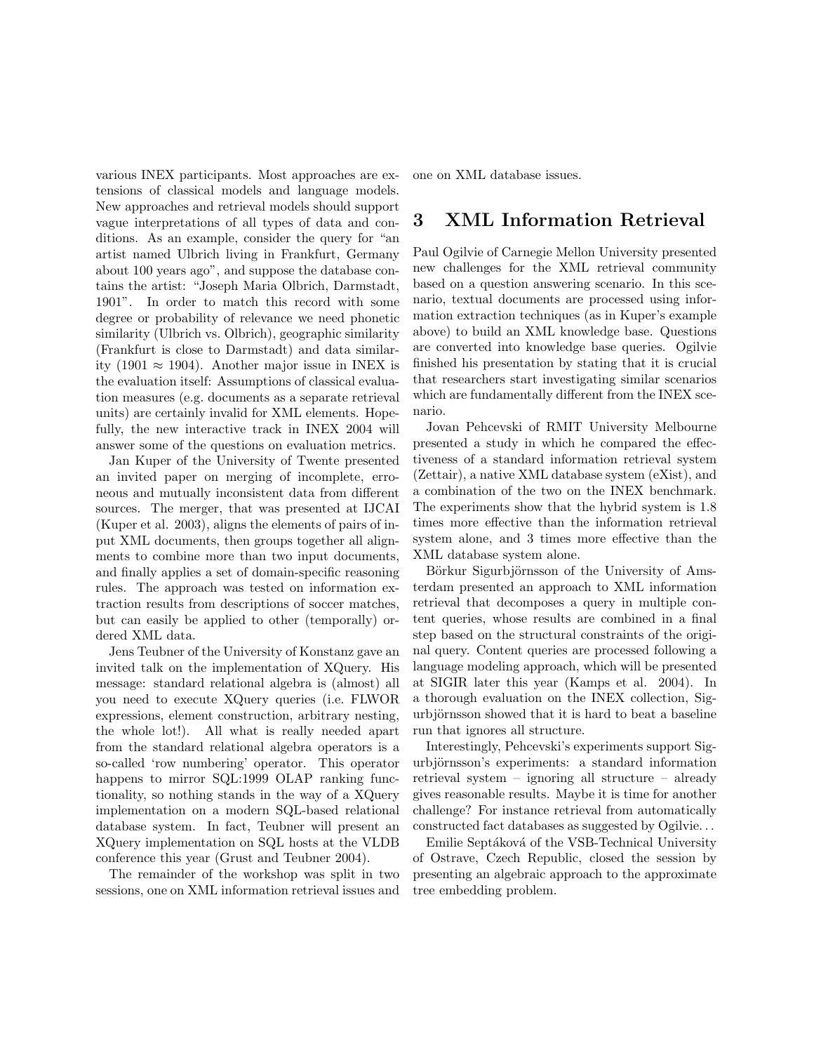various INEX participants. Most approaches are extensions of classical models and language models. New approaches and retrieval models should support vague interpretations of all types of data and conditions. As an example, consider the query for "an artist named Ulbrich living in Frankfurt, Germany about 100 years ago", and suppose the database contains the artist: "Joseph Maria Olbrich, Darmstadt, 1901". In order to match this record with some degree or probability of relevance we need phonetic similarity (Ulbrich vs. Olbrich), geographic similarity (Frankfurt is close to Darmstadt) and data similarity ($1901 \approx 1904$). Another major issue in INEX is the evaluation itself: Assumptions of classical evaluation measures (e.g. documents as a separate retrieval units) are certainly invalid for XML elements. Hopefully, the new interactive track in INEX 2004 will answer some of the questions on evaluation metrics.

Jan Kuper of the University of Twente presented an invited paper on merging of incomplete, erroneous and mutually inconsistent data from different sources. The merger, that was presented at IJCAI (Kuper et al. 2003), aligns the elements of pairs of input XML documents, then groups together all alignments to combine more than two input documents, and finally applies a set of domain-specific reasoning rules. The approach was tested on information extraction results from descriptions of soccer matches, but can easily be applied to other (temporally) ordered XML data.

Jens Teubner of the University of Konstanz gave an invited talk on the implementation of XQuery. His message: standard relational algebra is (almost) all you need to execute XQuery queries (i.e. FLWOR expressions, element construction, arbitrary nesting, the whole lot!). All what is really needed apart from the standard relational algebra operators is a so-called 'row numbering' operator. This operator happens to mirror SQL:1999 OLAP ranking functionality, so nothing stands in the way of a XQuery implementation on a modern SQL-based relational database system. In fact, Teubner will present an XQuery implementation on SQL hosts at the VLDB conference this year (Grust and Teubner 2004).

The remainder of the workshop was split in two sessions, one on XML information retrieval issues and one on XML database issues.

## 3 XML Information Retrieval

Paul Ogilvie of Carnegie Mellon University presented new challenges for the XML retrieval community based on a question answering scenario. In this scenario, textual documents are processed using information extraction techniques (as in Kuper's example above) to build an XML knowledge base. Questions are converted into knowledge base queries. Ogilvie finished his presentation by stating that it is crucial that researchers start investigating similar scenarios which are fundamentally different from the INEX scenario.

Jovan Pehcevski of RMIT University Melbourne presented a study in which he compared the effectiveness of a standard information retrieval system (Zettair), a native XML database system (eXist), and a combination of the two on the INEX benchmark. The experiments show that the hybrid system is 1.8 times more effective than the information retrieval system alone, and 3 times more effective than the XML database system alone.

Börkur Sigurbjörnsson of the University of Amsterdam presented an approach to XML information retrieval that decomposes a query in multiple content queries, whose results are combined in a final step based on the structural constraints of the original query. Content queries are processed following a language modeling approach, which will be presented at SIGIR later this year (Kamps et al. 2004). In a thorough evaluation on the INEX collection, Sigurbjörnsson showed that it is hard to beat a baseline run that ignores all structure.

Interestingly, Pehcevski's experiments support Sigurbjörnsson's experiments: a standard information retrieval system – ignoring all structure – already gives reasonable results. Maybe it is time for another challenge? For instance retrieval from automatically constructed fact databases as suggested by Ogilvie...

Emilie Septáková of the VSB-Technical University of Ostrave, Czech Republic, closed the session by presenting an algebraic approach to the approximate tree embedding problem.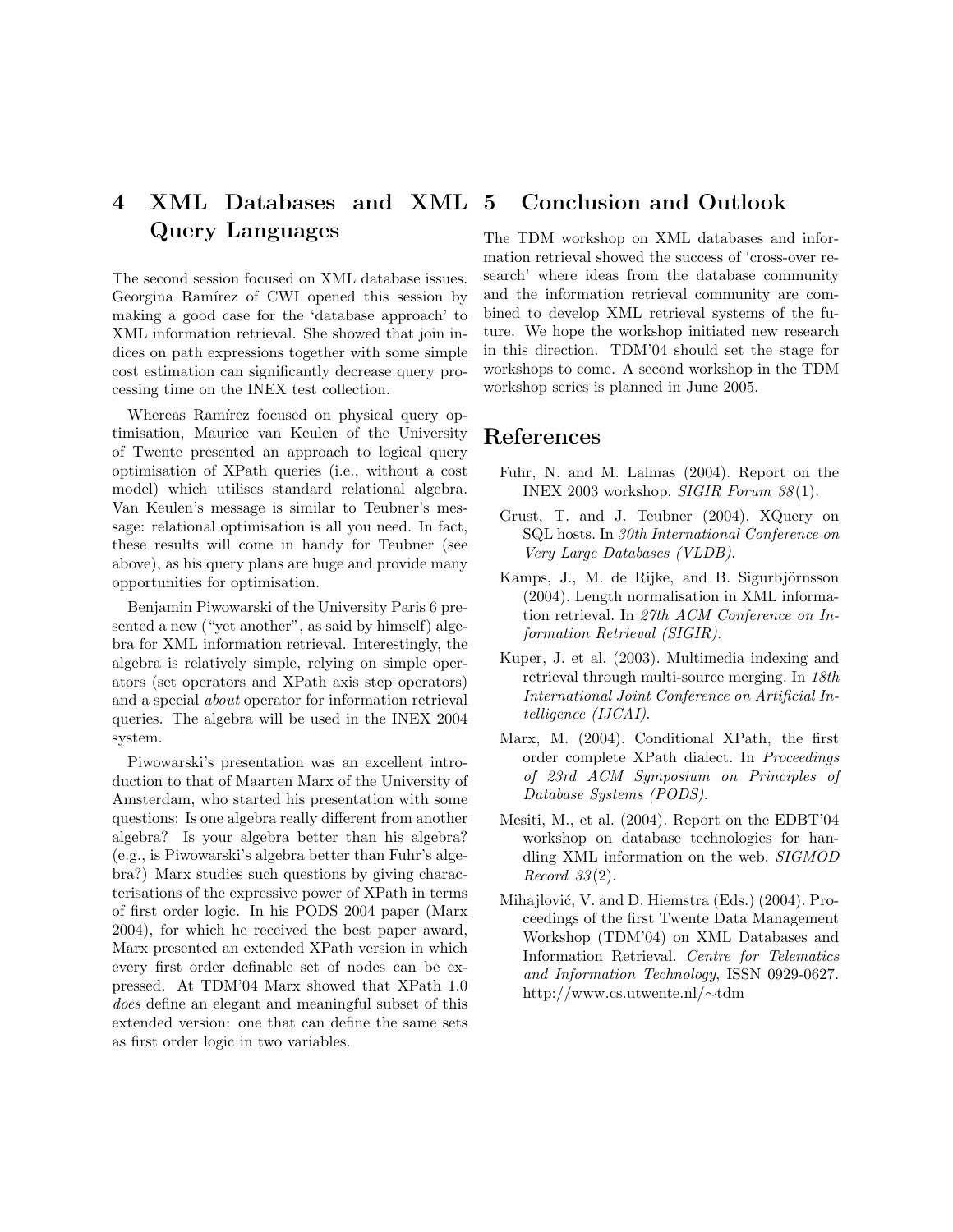# 4 XML Databases and XML Query Languages

The second session focused on XML database issues. Georgina Ramírez of CWI opened this session by making a good case for the 'database approach' to XML information retrieval. She showed that join indices on path expressions together with some simple cost estimation can significantly decrease query processing time on the INEX test collection.

Whereas Ramírez focused on physical query optimisation, Maurice van Keulen of the University of Twente presented an approach to logical query optimisation of XPath queries (i.e., without a cost model) which utilises standard relational algebra. Van Keulen's message is similar to Teubner's message: relational optimisation is all you need. In fact, these results will come in handy for Teubner (see above), as his query plans are huge and provide many opportunities for optimisation.

Benjamin Piwowarski of the University Paris 6 presented a new ("yet another", as said by himself) algebra for XML information retrieval. Interestingly, the algebra is relatively simple, relying on simple operators (set operators and XPath axis step operators) and a special *about* operator for information retrieval queries. The algebra will be used in the INEX 2004 system.

Piwowarski's presentation was an excellent introduction to that of Maarten Marx of the University of Amsterdam, who started his presentation with some questions: Is one algebra really different from another algebra? Is your algebra better than his algebra? (e.g., is Piwowarski's algebra better than Fuhr's algebra?) Marx studies such questions by giving characterisations of the expressive power of XPath in terms of first order logic. In his PODS 2004 paper (Marx 2004), for which he received the best paper award, Marx presented an extended XPath version in which every first order definable set of nodes can be expressed. At TDM'04 Marx showed that XPath 1.0 *does* define an elegant and meaningful subset of this extended version: one that can define the same sets as first order logic in two variables.

# 5 Conclusion and Outlook

The TDM workshop on XML databases and information retrieval showed the success of 'cross-over research' where ideas from the database community and the information retrieval community are combined to develop XML retrieval systems of the future. We hope the workshop initiated new research in this direction. TDM'04 should set the stage for workshops to come. A second workshop in the TDM workshop series is planned in June 2005.

# References

Fuhr, N. and M. Lalmas (2004). Report on the INEX 2003 workshop. *SIGIR Forum 38*(1).

Grust, T. and J. Teubner (2004). XQuery on SQL hosts. In *30th International Conference on Very Large Databases (VLDB)*.

Kamps, J., M. de Rijke, and B. Sigurbjörnsson (2004). Length normalisation in XML information retrieval. In *27th ACM Conference on Information Retrieval (SIGIR)*.

Kuper, J. et al. (2003). Multimedia indexing and retrieval through multi-source merging. In *18th International Joint Conference on Artificial Intelligence (IJCAI)*.

Marx, M. (2004). Conditional XPath, the first order complete XPath dialect. In *Proceedings of 23rd ACM Symposium on Principles of Database Systems (PODS)*.

Mesiti, M., et al. (2004). Report on the EDBT'04 workshop on database technologies for handling XML information on the web. *SIGMOD Record 33*(2).

Mihajlović, V. and D. Hiemstra (Eds.) (2004). Proceedings of the first Twente Data Management Workshop (TDM'04) on XML Databases and Information Retrieval. *Centre for Telematics and Information Technology*, ISSN 0929-0627. http://www.cs.utwente.nl/∼tdm